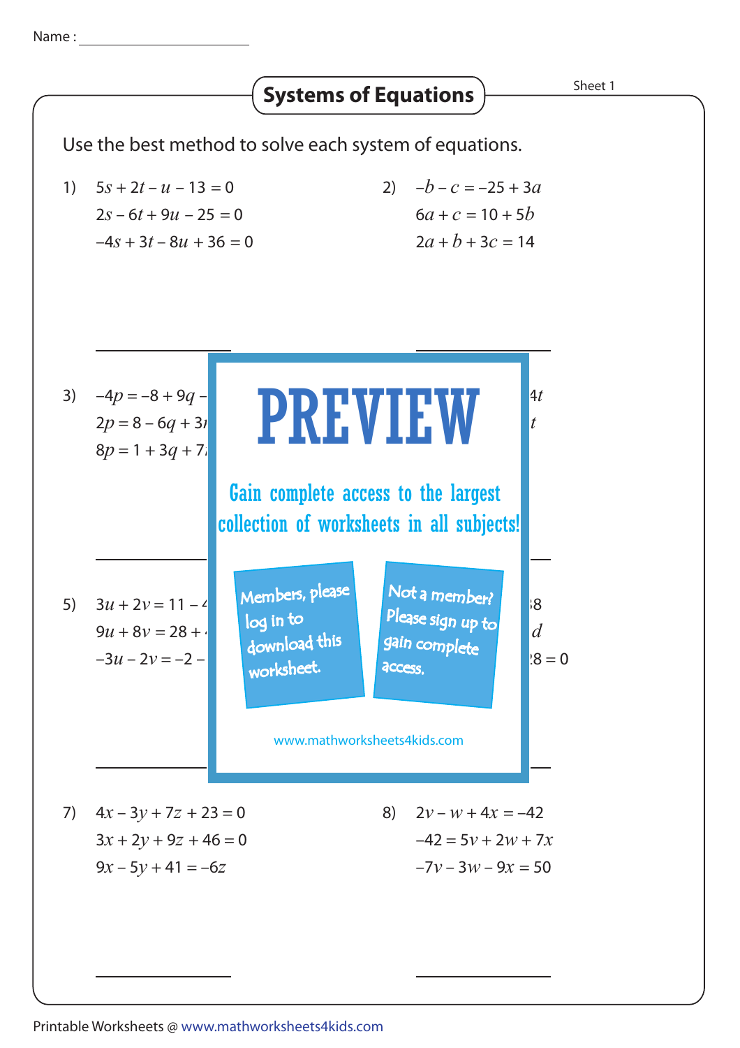Name : ____________________

# Systems of Equations

Sheet 1

Use the best method to solve each system of equations.

1) $5s + 2t - u - 13 = 0$
 $2s - 6t + 9u - 25 = 0$
 $-4s + 3t - 8u + 36 = 0$

2) $-b - c = -25 + 3a$
 $6a + c = 10 + 5b$
 $2a + b + 3c = 14$

3) $-4p = -8 + 9q -$
 $2p = 8 - 6q + 3$
 $8p = 1 + 3q + 7$

4) $4t$
 $t$

5) $3u + 2v = 11 -$
 $9u + 8v = 28 +$
 $-3u - 2v = -2 -$

6) $8$
 $d$
 $8 = 0$

**PREVIEW**

Gain complete access to the largest collection of worksheets in all subjects!

Members, please log in to download this worksheet.

Not a member? Please sign up to gain complete access.

www.mathworksheets4kids.com

7) $4x - 3y + 7z + 23 = 0$
 $3x + 2y + 9z + 46 = 0$
 $9x - 5y + 41 = -6z$

8) $2v - w + 4x = -42$
 $-42 = 5v + 2w + 7x$
 $-7v - 3w - 9x = 50$

Printable Worksheets @ www.mathworksheets4kids.com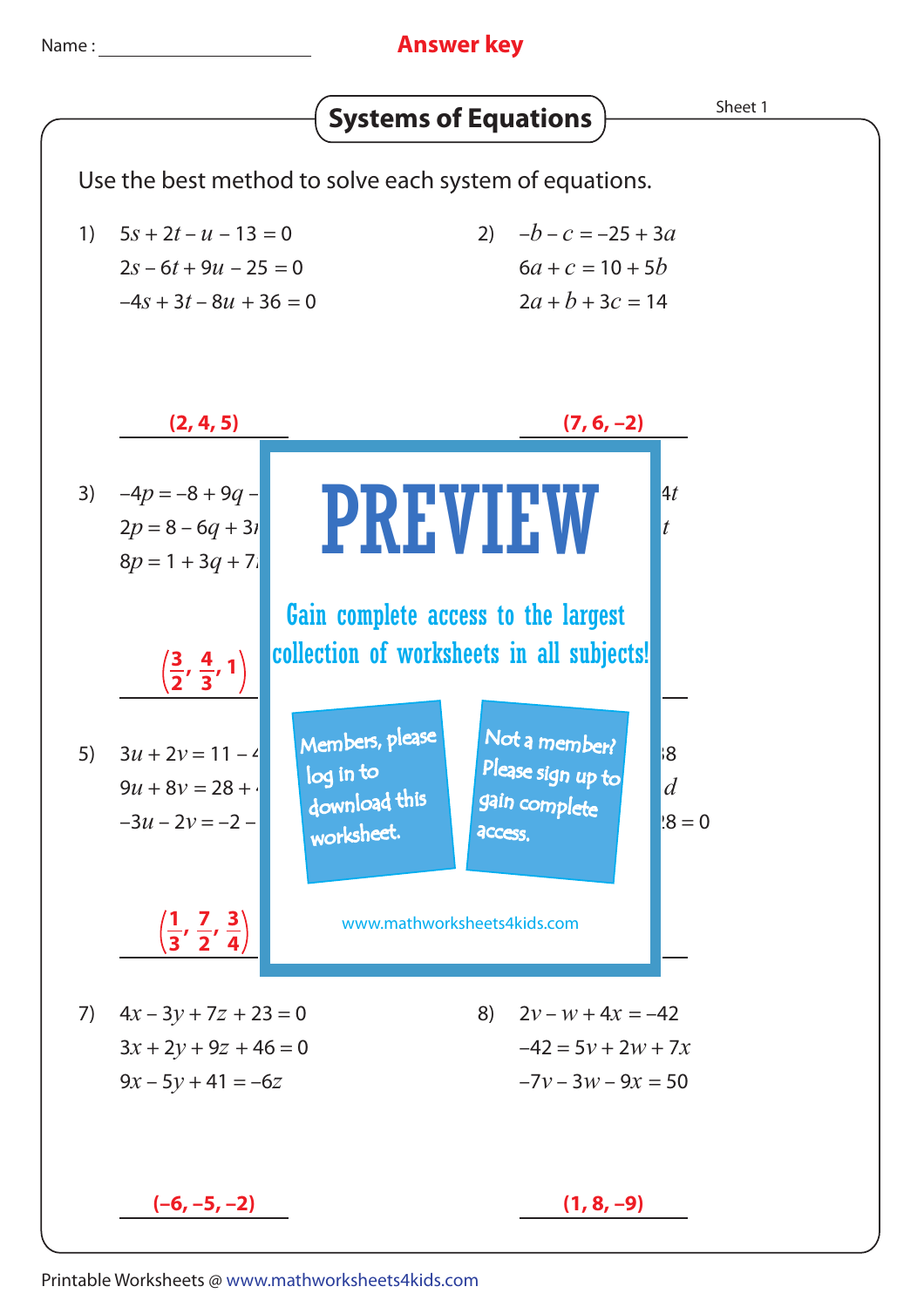Name : ____________________

**Answer key**

## Systems of Equations

Sheet 1

Use the best method to solve each system of equations.

1) $5s + 2t - u - 13 = 0$
$2s - 6t + 9u - 25 = 0$
$-4s + 3t - 8u + 36 = 0$

**(2, 4, 5)**

2) $-b - c = -25 + 3a$
$6a + c = 10 + 5b$
$2a + b + 3c = 14$

**(7, 6, −2)**

3) $-4p = -8 + 9q -$
$2p = 8 - 6q + 3r$
$8p = 1 + 3q + 7$

$\left(\frac{3}{2}, \frac{4}{3}, 1\right)$

4) $4t$
$t$

5) $3u + 2v = 11 - 4$
$9u + 8v = 28 +$
$-3u - 2v = -2 -$

$\left(\frac{1}{3}, \frac{7}{2}, \frac{3}{4}\right)$

6) $8$
$d$
$8 = 0$

**PREVIEW**

Gain complete access to the largest collection of worksheets in all subjects!

Members, please log in to download this worksheet.

Not a member? Please sign up to gain complete access.

www.mathworksheets4kids.com

7) $4x - 3y + 7z + 23 = 0$
$3x + 2y + 9z + 46 = 0$
$9x - 5y + 41 = -6z$

**(−6, −5, −2)**

8) $2v - w + 4x = -42$
$-42 = 5v + 2w + 7x$
$-7v - 3w - 9x = 50$

**(1, 8, −9)**

Printable Worksheets @ www.mathworksheets4kids.com